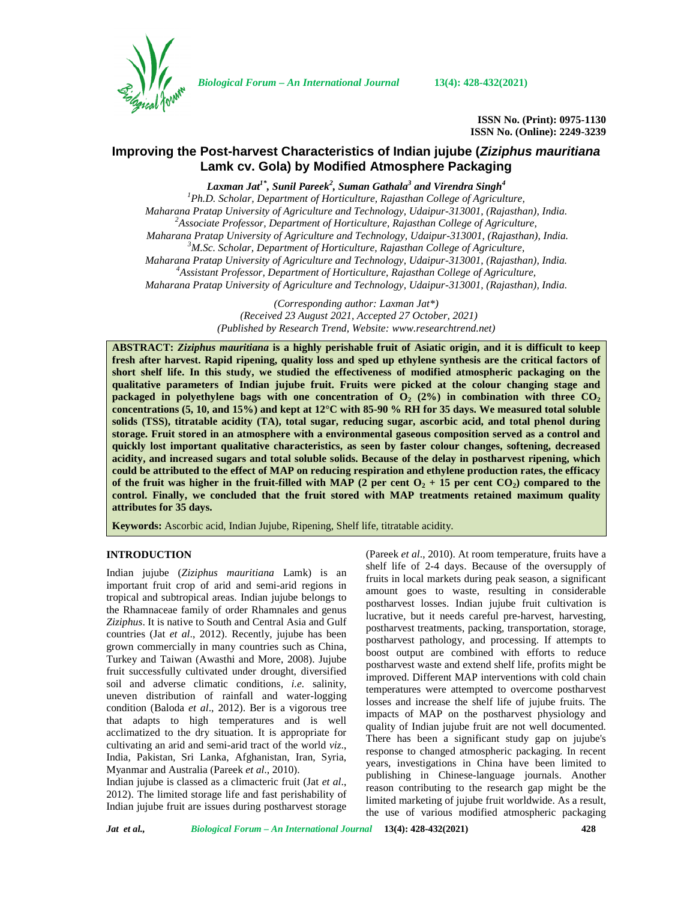# Improving the Post-harvest Characteristics of Indian jujube (*Ziziphus mauritiana* Lamk cv. Gola) by Modified Atmosphere Packaging

***Laxman Jat[1\*], Sunil Pareek[2], Suman Gathala[3] and Virendra Singh[4]***

[1]*Ph.D. Scholar, Department of Horticulture, Rajasthan College of Agriculture, Maharana Pratap University of Agriculture and Technology, Udaipur-313001, (Rajasthan), India.*
[2]*Associate Professor, Department of Horticulture, Rajasthan College of Agriculture, Maharana Pratap University of Agriculture and Technology, Udaipur-313001, (Rajasthan), India.*
[3]*M.Sc. Scholar, Department of Horticulture, Rajasthan College of Agriculture, Maharana Pratap University of Agriculture and Technology, Udaipur-313001, (Rajasthan), India.*
[4]*Assistant Professor, Department of Horticulture, Rajasthan College of Agriculture, Maharana Pratap University of Agriculture and Technology, Udaipur-313001, (Rajasthan), India.*

*(Corresponding author: Laxman Jat\*)*
*(Received 23 August 2021, Accepted 27 October, 2021)*
*(Published by Research Trend, Website: www.researchtrend.net)*

**ABSTRACT: *Ziziphus mauritiana* is a highly perishable fruit of Asiatic origin, and it is difficult to keep fresh after harvest. Rapid ripening, quality loss and sped up ethylene synthesis are the critical factors of short shelf life. In this study, we studied the effectiveness of modified atmospheric packaging on the qualitative parameters of Indian jujube fruit. Fruits were picked at the colour changing stage and packaged in polyethylene bags with one concentration of $O_2$ (2%) in combination with three $CO_2$ concentrations (5, 10, and 15%) and kept at 12°C with 85-90 % RH for 35 days. We measured total soluble solids (TSS), titratable acidity (TA), total sugar, reducing sugar, ascorbic acid, and total phenol during storage. Fruit stored in an atmosphere with a environmental gaseous composition served as a control and quickly lost important qualitative characteristics, as seen by faster colour changes, softening, decreased acidity, and increased sugars and total soluble solids. Because of the delay in postharvest ripening, which could be attributed to the effect of MAP on reducing respiration and ethylene production rates, the efficacy of the fruit was higher in the fruit-filled with MAP (2 per cent $O_2$ + 15 per cent $CO_2$) compared to the control. Finally, we concluded that the fruit stored with MAP treatments retained maximum quality attributes for 35 days.**

**Keywords:** Ascorbic acid, Indian Jujube, Ripening, Shelf life, titratable acidity.

## INTRODUCTION

Indian jujube (*Ziziphus mauritiana* Lamk) is an important fruit crop of arid and semi-arid regions in tropical and subtropical areas. Indian jujube belongs to the Rhamnaceae family of order Rhamnales and genus *Ziziphus*. It is native to South and Central Asia and Gulf countries (Jat *et al*., 2012). Recently, jujube has been grown commercially in many countries such as China, Turkey and Taiwan (Awasthi and More, 2008). Jujube fruit successfully cultivated under drought, diversified soil and adverse climatic conditions, *i.e.* salinity, uneven distribution of rainfall and water-logging condition (Baloda *et al*., 2012). Ber is a vigorous tree that adapts to high temperatures and is well acclimatized to the dry situation. It is appropriate for cultivating an arid and semi-arid tract of the world *viz*., India, Pakistan, Sri Lanka, Afghanistan, Iran, Syria, Myanmar and Australia (Pareek *et al*., 2010).

Indian jujube is classed as a climacteric fruit (Jat *et al*., 2012). The limited storage life and fast perishability of Indian jujube fruit are issues during postharvest storage (Pareek *et al*., 2010). At room temperature, fruits have a shelf life of 2-4 days. Because of the oversupply of fruits in local markets during peak season, a significant amount goes to waste, resulting in considerable postharvest losses. Indian jujube fruit cultivation is lucrative, but it needs careful pre-harvest, harvesting, postharvest treatments, packing, transportation, storage, postharvest pathology, and processing. If attempts to boost output are combined with efforts to reduce postharvest waste and extend shelf life, profits might be improved. Different MAP interventions with cold chain temperatures were attempted to overcome postharvest losses and increase the shelf life of jujube fruits. The impacts of MAP on the postharvest physiology and quality of Indian jujube fruit are not well documented. There has been a significant study gap on jujube's response to changed atmospheric packaging. In recent years, investigations in China have been limited to publishing in Chinese-language journals. Another reason contributing to the research gap might be the limited marketing of jujube fruit worldwide. As a result, the use of various modified atmospheric packaging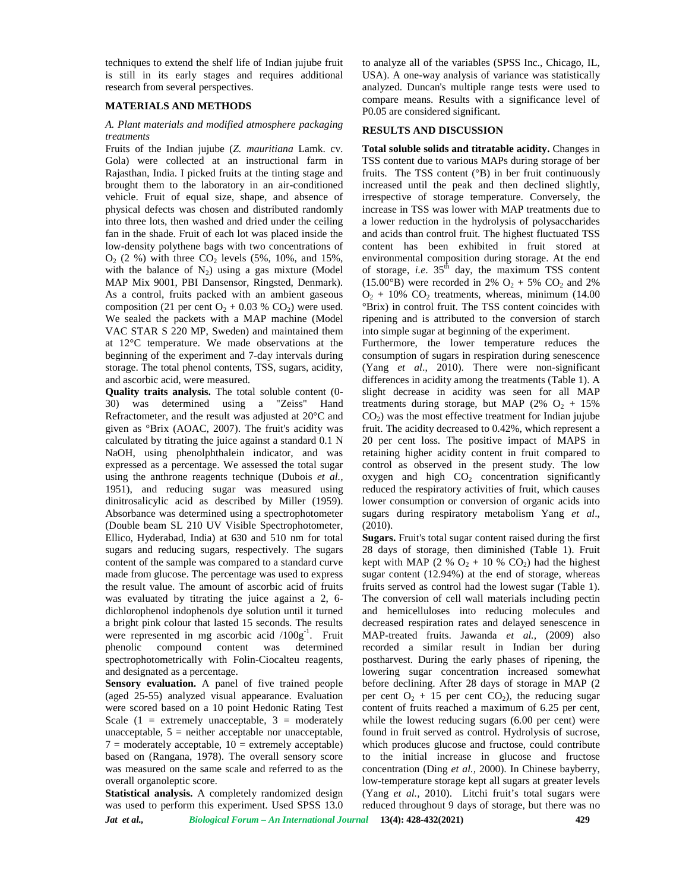techniques to extend the shelf life of Indian jujube fruit is still in its early stages and requires additional research from several perspectives.

## MATERIALS AND METHODS

### *A. Plant materials and modified atmosphere packaging treatments*

Fruits of the Indian jujube (*Z. mauritiana* Lamk. cv. Gola) were collected at an instructional farm in Rajasthan, India. I picked fruits at the tinting stage and brought them to the laboratory in an air-conditioned vehicle. Fruit of equal size, shape, and absence of physical defects was chosen and distributed randomly into three lots, then washed and dried under the ceiling fan in the shade. Fruit of each lot was placed inside the low-density polythene bags with two concentrations of $O_2$ (2 %) with three $CO_2$ levels (5%, 10%, and 15%, with the balance of $N_2$) using a gas mixture (Model MAP Mix 9001, PBI Dansensor, Ringsted, Denmark). As a control, fruits packed with an ambient gaseous composition (21 per cent $O_2$ + 0.03 % $CO_2$) were used. We sealed the packets with a MAP machine (Model VAC STAR S 220 MP, Sweden) and maintained them at 12°C temperature. We made observations at the beginning of the experiment and 7-day intervals during storage. The total phenol contents, TSS, sugars, acidity, and ascorbic acid, were measured.

**Quality traits analysis.** The total soluble content (0-30) was determined using a "Zeiss" Hand Refractometer, and the result was adjusted at 20°C and given as °Brix (AOAC, 2007). The fruit's acidity was calculated by titrating the juice against a standard 0.1 N NaOH, using phenolphthalein indicator, and was expressed as a percentage. We assessed the total sugar using the anthrone reagents technique (Dubois *et al.,* 1951), and reducing sugar was measured using dinitrosalicylic acid as described by Miller (1959). Absorbance was determined using a spectrophotometer (Double beam SL 210 UV Visible Spectrophotometer, Ellico, Hyderabad, India) at 630 and 510 nm for total sugars and reducing sugars, respectively. The sugars content of the sample was compared to a standard curve made from glucose. The percentage was used to express the result value. The amount of ascorbic acid of fruits was evaluated by titrating the juice against a 2, 6-dichlorophenol indophenols dye solution until it turned a bright pink colour that lasted 15 seconds. The results were represented in mg ascorbic acid /$100g^{-1}$. Fruit phenolic compound content was determined spectrophotometrically with Folin-Ciocalteu reagents, and designated as a percentage.

**Sensory evaluation.** A panel of five trained people (aged 25-55) analyzed visual appearance. Evaluation were scored based on a 10 point Hedonic Rating Test Scale (1 = extremely unacceptable, 3 = moderately unacceptable, 5 = neither acceptable nor unacceptable, 7 = moderately acceptable, 10 = extremely acceptable) based on (Rangana, 1978). The overall sensory score was measured on the same scale and referred to as the overall organoleptic score.

**Statistical analysis.** A completely randomized design was used to perform this experiment. Used SPSS 13.0 to analyze all of the variables (SPSS Inc., Chicago, IL, USA). A one-way analysis of variance was statistically analyzed. Duncan's multiple range tests were used to compare means. Results with a significance level of P0.05 are considered significant.

## RESULTS AND DISCUSSION

**Total soluble solids and titratable acidity.** Changes in TSS content due to various MAPs during storage of ber fruits. The TSS content (°B) in ber fruit continuously increased until the peak and then declined slightly, irrespective of storage temperature. Conversely, the increase in TSS was lower with MAP treatments due to a lower reduction in the hydrolysis of polysaccharides and acids than control fruit. The highest fluctuated TSS content has been exhibited in fruit stored at environmental composition during storage. At the end of storage, *i.e.* 35[th] day, the maximum TSS content (15.00°B) were recorded in 2% $O_2$ + 5% $CO_2$ and 2% $O_2$ + 10% $CO_2$ treatments, whereas, minimum (14.00 °Brix) in control fruit. The TSS content coincides with ripening and is attributed to the conversion of starch into simple sugar at beginning of the experiment.

Furthermore, the lower temperature reduces the consumption of sugars in respiration during senescence (Yang *et al*., 2010). There were non-significant differences in acidity among the treatments (Table 1). A slight decrease in acidity was seen for all MAP treatments during storage, but MAP (2% $O_2$ + 15% $CO_2$) was the most effective treatment for Indian jujube fruit. The acidity decreased to 0.42%, which represent a 20 per cent loss. The positive impact of MAPS in retaining higher acidity content in fruit compared to control as observed in the present study. The low oxygen and high $CO_2$ concentration significantly reduced the respiratory activities of fruit, which causes lower consumption or conversion of organic acids into sugars during respiratory metabolism Yang *et al*., (2010).

**Sugars.** Fruit's total sugar content raised during the first 28 days of storage, then diminished (Table 1). Fruit kept with MAP (2 % $O_2$ + 10 % $CO_2$) had the highest sugar content (12.94%) at the end of storage, whereas fruits served as control had the lowest sugar (Table 1). The conversion of cell wall materials including pectin and hemicelluloses into reducing molecules and decreased respiration rates and delayed senescence in MAP-treated fruits. Jawanda *et al.,* (2009) also recorded a similar result in Indian ber during postharvest. During the early phases of ripening, the lowering sugar concentration increased somewhat before declining. After 28 days of storage in MAP (2 per cent $O_2$ + 15 per cent $CO_2$), the reducing sugar content of fruits reached a maximum of 6.25 per cent, while the lowest reducing sugars (6.00 per cent) were found in fruit served as control. Hydrolysis of sucrose, which produces glucose and fructose, could contribute to the initial increase in glucose and fructose concentration (Ding *et al.,* 2000). In Chinese bayberry, low-temperature storage kept all sugars at greater levels (Yang *et al.,* 2010). Litchi fruit's total sugars were reduced throughout 9 days of storage, but there was no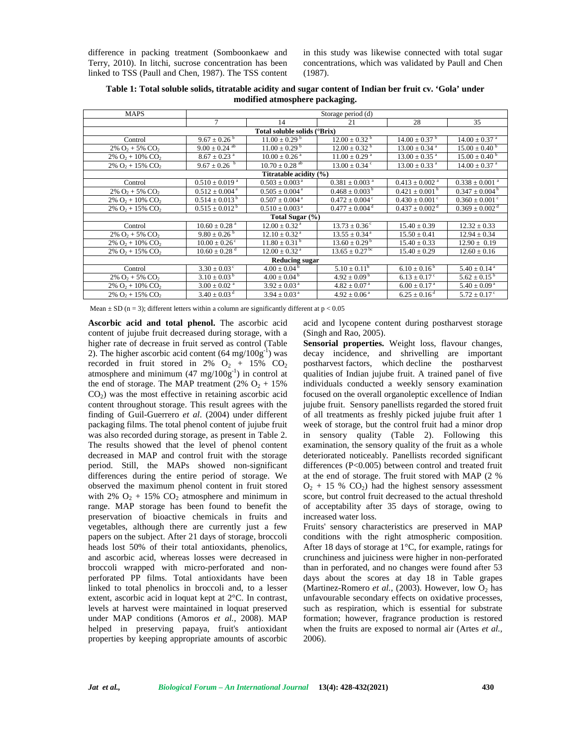difference in packing treatment (Somboonkaew and Terry, 2010). In litchi, sucrose concentration has been linked to TSS (Paull and Chen, 1987). The TSS content in this study was likewise connected with total sugar concentrations, which was validated by Paull and Chen (1987).

**Table 1: Total soluble solids, titratable acidity and sugar content of Indian ber fruit cv. 'Gola' under modified atmosphere packaging.**

| MAPS | Storage period (d) | | | | |
|---|---|---|---|---|---|
| | 7 | 14 | 21 | 28 | 35 |
| **Total soluble solids (°Brix)** | | | | | |
| Control | $9.67 \pm 0.26^{b}$ | $11.00 \pm 0.29^{b}$ | $12.00 \pm 0.32^{b}$ | $14.00 \pm 0.37^{b}$ | $14.00 \pm 0.37^{a}$ |
| 2% $O_2$ + 5% $CO_2$ | $9.00 \pm 0.24^{ab}$ | $11.00 \pm 0.29^{b}$ | $12.00 \pm 0.32^{b}$ | $13.00 \pm 0.34^{a}$ | $15.00 \pm 0.40^{b}$ |
| 2% $O_2$ + 10% $CO_2$ | $8.67 \pm 0.23^{a}$ | $10.00 \pm 0.26^{a}$ | $11.00 \pm 0.29^{a}$ | $13.00 \pm 0.35^{a}$ | $15.00 \pm 0.40^{b}$ |
| 2% $O_2$ + 15% $CO_2$ | $9.67 \pm 0.26^{b}$ | $10.70 \pm 0.28^{ab}$ | $13.00 \pm 0.34^{c}$ | $13.00 \pm 0.33^{a}$ | $14.00 \pm 0.37^{a}$ |
| **Titratable acidity (%)** | | | | | |
| Control | $0.510 \pm 0.019^{a}$ | $0.503 \pm 0.003^{a}$ | $0.381 \pm 0.003^{a}$ | $0.413 \pm 0.002^{a}$ | $0.338 \pm 0.001^{a}$ |
| 2% $O_2$ + 5% $CO_2$ | $0.512 \pm 0.004^{a}$ | $0.505 \pm 0.004^{a}$ | $0.468 \pm 0.003^{b}$ | $0.421 \pm 0.001^{b}$ | $0.347 \pm 0.004^{b}$ |
| 2% $O_2$ + 10% $CO_2$ | $0.514 \pm 0.013^{b}$ | $0.507 \pm 0.004^{a}$ | $0.472 \pm 0.004^{c}$ | $0.430 \pm 0.001^{c}$ | $0.360 \pm 0.001^{c}$ |
| 2% $O_2$ + 15% $CO_2$ | $0.515 \pm 0.012^{b}$ | $0.510 \pm 0.003^{a}$ | $0.477 \pm 0.004^{d}$ | $0.437 \pm 0.002^{d}$ | $0.369 \pm 0.002^{d}$ |
| **Total Sugar (%)** | | | | | |
| Control | $10.60 \pm 0.28^{a}$ | $12.00 \pm 0.32^{a}$ | $13.73 \pm 0.36^{c}$ | $15.40 \pm 0.39$ | $12.32 \pm 0.33$ |
| 2% $O_2$ + 5% $CO_2$ | $9.80 \pm 0.26^{b}$ | $12.10 \pm 0.32^{a}$ | $13.55 \pm 0.34^{a}$ | $15.50 \pm 0.41$ | $12.94 \pm 0.34$ |
| 2% $O_2$ + 10% $CO_2$ | $10.00 \pm 0.26^{c}$ | $11.80 \pm 0.31^{b}$ | $13.60 \pm 0.29^{b}$ | $15.40 \pm 0.33$ | $12.90 \pm 0.19$ |
| 2% $O_2$ + 15% $CO_2$ | $10.60 \pm 0.28^{d}$ | $12.00 \pm 0.32^{a}$ | $13.65 \pm 0.27^{bc}$ | $15.40 \pm 0.29$ | $12.60 \pm 0.16$ |
| **Reducing sugar** | | | | | |
| Control | $3.30 \pm 0.03^{c}$ | $4.00 \pm 0.04^{b}$ | $5.10 \pm 0.11^{b}$ | $6.10 \pm 0.16^{b}$ | $5.40 \pm 0.14^{a}$ |
| 2% $O_2$ + 5% $CO_2$ | $3.10 \pm 0.03^{b}$ | $4.00 \pm 0.04^{b}$ | $4.92 \pm 0.09^{b}$ | $6.13 \pm 0.17^{c}$ | $5.62 \pm 0.15^{b}$ |
| 2% $O_2$ + 10% $CO_2$ | $3.00 \pm 0.02^{a}$ | $3.92 \pm 0.03^{a}$ | $4.82 \pm 0.07^{a}$ | $6.00 \pm 0.17^{a}$ | $5.40 \pm 0.09^{a}$ |
| 2% $O_2$ + 15% $CO_2$ | $3.40 \pm 0.03^{d}$ | $3.94 \pm 0.03^{a}$ | $4.92 \pm 0.06^{a}$ | $6.25 \pm 0.16^{d}$ | $5.72 \pm 0.17^{c}$ |

Mean ± SD (n = 3); different letters within a column are significantly different at $p < 0.05$

**Ascorbic acid and total phenol.** The ascorbic acid content of jujube fruit decreased during storage, with a higher rate of decrease in fruit served as control (Table 2). The higher ascorbic acid content (64 mg/100g$^{-1}$) was recorded in fruit stored in 2% $O_2$ + 15% $CO_2$ atmosphere and minimum (47 mg/100g$^{-1}$) in control at the end of storage. The MAP treatment (2% $O_2$ + 15% $CO_2$) was the most effective in retaining ascorbic acid content throughout storage. This result agrees with the finding of Guil-Guerrero *et al*. (2004) under different packaging films. The total phenol content of jujube fruit was also recorded during storage, as present in Table 2. The results showed that the level of phenol content decreased in MAP and control fruit with the storage period. Still, the MAPs showed non-significant differences during the entire period of storage. We observed the maximum phenol content in fruit stored with 2% $O_2$ + 15% $CO_2$ atmosphere and minimum in range. MAP storage has been found to benefit the preservation of bioactive chemicals in fruits and vegetables, although there are currently just a few papers on the subject. After 21 days of storage, broccoli heads lost 50% of their total antioxidants, phenolics, and ascorbic acid, whereas losses were decreased in broccoli wrapped with micro-perforated and non-perforated PP films. Total antioxidants have been linked to total phenolics in broccoli and, to a lesser extent, ascorbic acid in loquat kept at 2°C. In contrast, levels at harvest were maintained in loquat preserved under MAP conditions (Amoros *et al.,* 2008). MAP helped in preserving papaya, fruit's antioxidant properties by keeping appropriate amounts of ascorbic acid and lycopene content during postharvest storage (Singh and Rao, 2005).

**Sensorial properties.** Weight loss, flavour changes, decay incidence, and shrivelling are important postharvest factors, which decline the postharvest qualities of Indian jujube fruit. A trained panel of five individuals conducted a weekly sensory examination focused on the overall organoleptic excellence of Indian jujube fruit. Sensory panellists regarded the stored fruit of all treatments as freshly picked jujube fruit after 1 week of storage, but the control fruit had a minor drop in sensory quality (Table 2). Following this examination, the sensory quality of the fruit as a whole deteriorated noticeably. Panellists recorded significant differences (P<0.005) between control and treated fruit at the end of storage. The fruit stored with MAP (2 % $O_2$ + 15 % $CO_2$) had the highest sensory assessment score, but control fruit decreased to the actual threshold of acceptability after 35 days of storage, owing to increased water loss.

Fruits' sensory characteristics are preserved in MAP conditions with the right atmospheric composition. After 18 days of storage at 1°C, for example, ratings for crunchiness and juiciness were higher in non-perforated than in perforated, and no changes were found after 53 days about the scores at day 18 in Table grapes (Martinez-Romero *et al.,* (2003). However, low $O_2$ has unfavourable secondary effects on oxidative processes, such as respiration, which is essential for substrate formation; however, fragrance production is restored when the fruits are exposed to normal air (Artes *et al.,* 2006).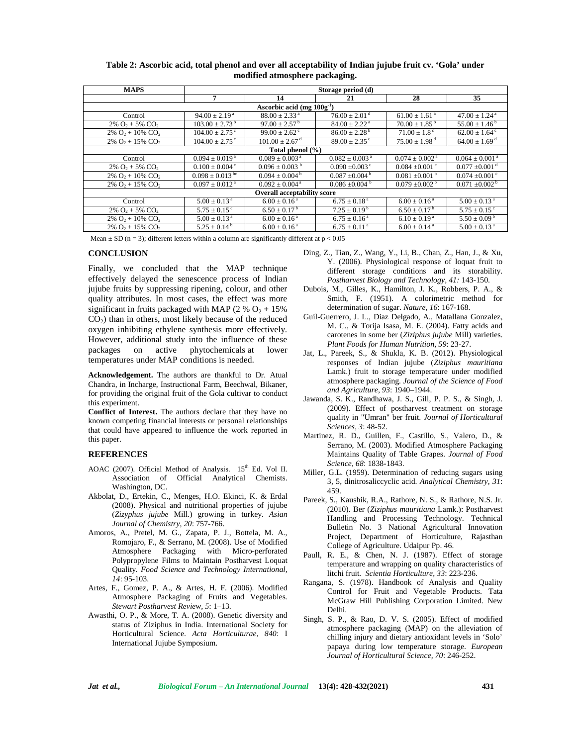**Table 2: Ascorbic acid, total phenol and over all acceptability of Indian jujube fruit cv. 'Gola' under modified atmosphere packaging.**

| MAPS | Storage period (d) | | | | |
|---|---|---|---|---|---|
| | 7 | 14 | 21 | 28 | 35 |
| **Ascorbic acid (mg $100g^{-1}$)** | | | | | |
| Control | $94.00 \pm 2.19^{a}$ | $88.00 \pm 2.33^{a}$ | $76.00 \pm 2.01^{d}$ | $61.00 \pm 1.61^{a}$ | $47.00 \pm 1.24^{a}$ |
| 2% $O_2$ + 5% $CO_2$ | $103.00 \pm 2.73^{b}$ | $97.00 \pm 2.57^{b}$ | $84.00 \pm 2.22^{a}$ | $70.00 \pm 1.85^{b}$ | $55.00 \pm 1.46^{b}$ |
| 2% $O_2$ + 10% $CO_2$ | $104.00 \pm 2.75^{c}$ | $99.00 \pm 2.62^{c}$ | $86.00 \pm 2.28^{b}$ | $71.00 \pm 1.8^{c}$ | $62.00 \pm 1.64^{c}$ |
| 2% $O_2$ + 15% $CO_2$ | $104.00 \pm 2.75^{c}$ | $101.00 \pm 2.67^{d}$ | $89.00 \pm 2.35^{c}$ | $75.00 \pm 1.98^{d}$ | $64.00 \pm 1.69^{d}$ |
| **Total phenol (%)** | | | | | |
| Control | $0.094 \pm 0.019^{a}$ | $0.089 \pm 0.003^{a}$ | $0.082 \pm 0.003^{a}$ | $0.074 \pm 0.002^{a}$ | $0.064 \pm 0.001^{a}$ |
| 2% $O_2$ + 5% $CO_2$ | $0.100 \pm 0.004^{c}$ | $0.096 \pm 0.003^{b}$ | $0.090 \pm 0.003^{c}$ | $0.084 \pm 0.001^{c}$ | $0.077 \pm 0.001^{d}$ |
| 2% $O_2$ + 10% $CO_2$ | $0.098 \pm 0.013^{bc}$ | $0.094 \pm 0.004^{b}$ | $0.087 \pm 0.004^{b}$ | $0.081 \pm 0.001^{b}$ | $0.074 \pm 0.001^{c}$ |
| 2% $O_2$ + 15% $CO_2$ | $0.097 \pm 0.012^{a}$ | $0.092 \pm 0.004^{a}$ | $0.086 \pm 0.004^{b}$ | $0.079 \pm 0.002^{b}$ | $0.071 \pm 0.002^{b}$ |
| **Overall acceptability score** | | | | | |
| Control | $5.00 \pm 0.13^{a}$ | $6.00 \pm 0.16^{a}$ | $6.75 \pm 0.18^{a}$ | $6.00 \pm 0.16^{a}$ | $5.00 \pm 0.13^{a}$ |
| 2% $O_2$ + 5% $CO_2$ | $5.75 \pm 0.15^{c}$ | $6.50 \pm 0.17^{b}$ | $7.25 \pm 0.19^{b}$ | $6.50 \pm 0.17^{b}$ | $5.75 \pm 0.15^{c}$ |
| 2% $O_2$ + 10% $CO_2$ | $5.00 \pm 0.13^{a}$ | $6.00 \pm 0.16^{a}$ | $6.75 \pm 0.16^{a}$ | $6.10 \pm 0.19^{a}$ | $5.50 \pm 0.09^{b}$ |
| 2% $O_2$ + 15% $CO_2$ | $5.25 \pm 0.14^{b}$ | $6.00 \pm 0.16^{a}$ | $6.75 \pm 0.11^{a}$ | $6.00 \pm 0.14^{a}$ | $5.00 \pm 0.13^{a}$ |

Mean ± SD (n = 3); different letters within a column are significantly different at $p < 0.05$

## CONCLUSION

Finally, we concluded that the MAP technique effectively delayed the senescence process of Indian jujube fruits by suppressing ripening, colour, and other quality attributes. In most cases, the effect was more significant in fruits packaged with MAP (2 % $O_2$ + 15% $CO_2$) than in others, most likely because of the reduced oxygen inhibiting ethylene synthesis more effectively. However, additional study into the influence of these packages on active phytochemicals at lower temperatures under MAP conditions is needed.

**Acknowledgement.** The authors are thankful to Dr. Atual Chandra, in Incharge, Instructional Farm, Beechwal, Bikaner, for providing the original fruit of the Gola cultivar to conduct this experiment.

**Conflict of Interest.** The authors declare that they have no known competing financial interests or personal relationships that could have appeared to influence the work reported in this paper.

## REFERENCES

AOAC (2007). Official Method of Analysis. 15th Ed. Vol II. Association of Official Analytical Chemists. Washington, DC.

Akbolat, D., Ertekin, C., Menges, H.O. Ekinci, K. & Erdal (2008). Physical and nutritional properties of jujube (*Zizyphus jujube* Mill.) growing in turkey. *Asian Journal of Chemistry, 20*: 757-766.

Amoros, A., Pretel, M. G., Zapata, P. J., Bottela, M. A., Romojaro, F., & Serrano, M. (2008). Use of Modified Atmosphere Packaging with Micro-perforated Polypropylene Films to Maintain Postharvest Loquat Quality. *Food Science and Technology International, 14*: 95-103.

Artes, F., Gomez, P. A., & Artes, H. F. (2006). Modified Atmosphere Packaging of Fruits and Vegetables. *Stewart Postharvest Review, 5*: 1–13.

Awasthi, O. P., & More, T. A. (2008). Genetic diversity and status of Ziziphus in India. International Society for Horticultural Science. *Acta Horticulturae, 840*: I International Jujube Symposium.

Ding, Z., Tian, Z., Wang, Y., Li, B., Chan, Z., Han, J., & Xu, Y. (2006). Physiological response of loquat fruit to different storage conditions and its storability. *Postharvest Biology and Technology, 41*: 143-150.

Dubois, M., Gilles, K., Hamilton, J. K., Robbers, P. A., & Smith, F. (1951). A colorimetric method for determination of sugar. *Nature, 16*: 167-168.

Guil-Guerrero, J. L., Diaz Delgado, A., Matallana Gonzalez, M. C., & Torija Isasa, M. E. (2004). Fatty acids and carotenes in some ber (*Ziziphus jujube* Mill) varieties. *Plant Foods for Human Nutrition, 59*: 23-27.

Jat, L., Pareek, S., & Shukla, K. B. (2012). Physiological responses of Indian jujube (*Ziziphus mauritiana* Lamk.) fruit to storage temperature under modified atmosphere packaging. *Journal of the Science of Food and Agriculture, 93*: 1940–1944.

Jawanda, S. K., Randhawa, J. S., Gill, P. P. S., & Singh, J. (2009). Effect of postharvest treatment on storage quality in "Umran" ber fruit. *Journal of Horticultural Sciences, 3*: 48-52.

Martinez, R. D., Guillen, F., Castillo, S., Valero, D., & Serrano, M. (2003). Modified Atmosphere Packaging Maintains Quality of Table Grapes. *Journal of Food Science, 68*: 1838-1843.

Miller, G.L. (1959). Determination of reducing sugars using 3, 5, dinitrosaliccyclic acid. *Analytical Chemistry, 31*: 459.

Pareek, S., Kaushik, R.A., Rathore, N. S., & Rathore, N.S. Jr. (2010). Ber (*Ziziphus mauritiana* Lamk.): Postharvest Handling and Processing Technology. Technical Bulletin No. 3 National Agricultural Innovation Project, Department of Horticulture, Rajasthan College of Agriculture. Udaipur Pp. 46.

Paull, R. E., & Chen, N. J. (1987). Effect of storage temperature and wrapping on quality characteristics of litchi fruit. *Scientia Horticulture, 33*: 223-236.

Rangana, S. (1978). Handbook of Analysis and Quality Control for Fruit and Vegetable Products. Tata McGraw Hill Publishing Corporation Limited. New Delhi.

Singh, S. P., & Rao, D. V. S. (2005). Effect of modified atmosphere packaging (MAP) on the alleviation of chilling injury and dietary antioxidant levels in 'Solo' papaya during low temperature storage. *European Journal of Horticultural Science, 70*: 246-252.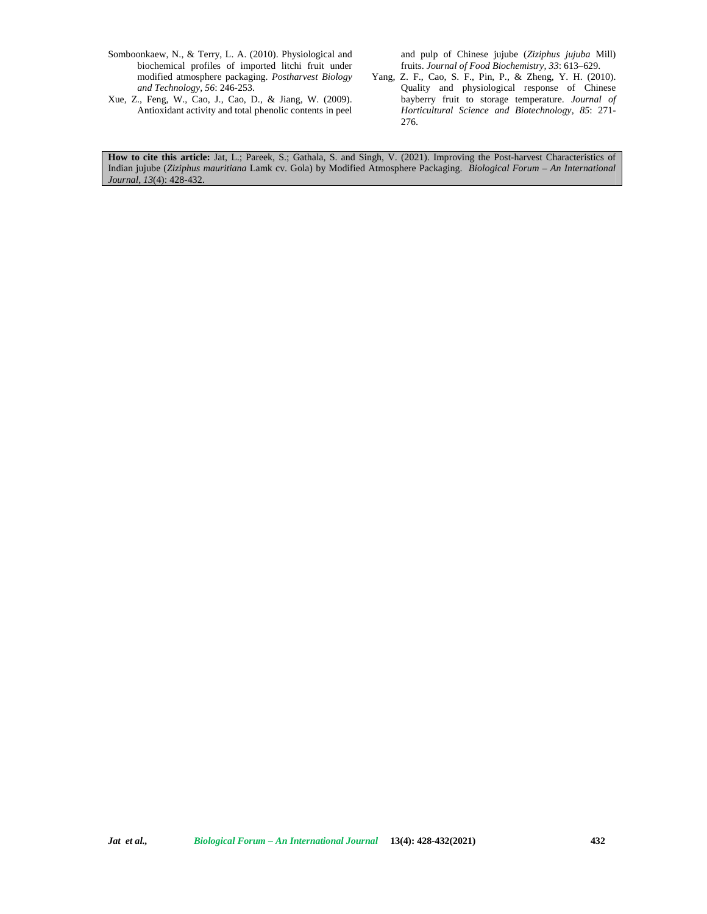Somboonkaew, N., & Terry, L. A. (2010). Physiological and biochemical profiles of imported litchi fruit under modified atmosphere packaging. *Postharvest Biology and Technology, 56*: 246-253.

Xue, Z., Feng, W., Cao, J., Cao, D., & Jiang, W. (2009). Antioxidant activity and total phenolic contents in peel and pulp of Chinese jujube (*Ziziphus jujuba* Mill) fruits. *Journal of Food Biochemistry, 33*: 613–629.

Yang, Z. F., Cao, S. F., Pin, P., & Zheng, Y. H. (2010). Quality and physiological response of Chinese bayberry fruit to storage temperature. *Journal of Horticultural Science and Biotechnology, 85*: 271-276.

**How to cite this article:** Jat, L.; Pareek, S.; Gathala, S. and Singh, V. (2021). Improving the Post-harvest Characteristics of Indian jujube (*Ziziphus mauritiana* Lamk cv. Gola) by Modified Atmosphere Packaging. *Biological Forum – An International Journal*, *13*(4): 428-432.